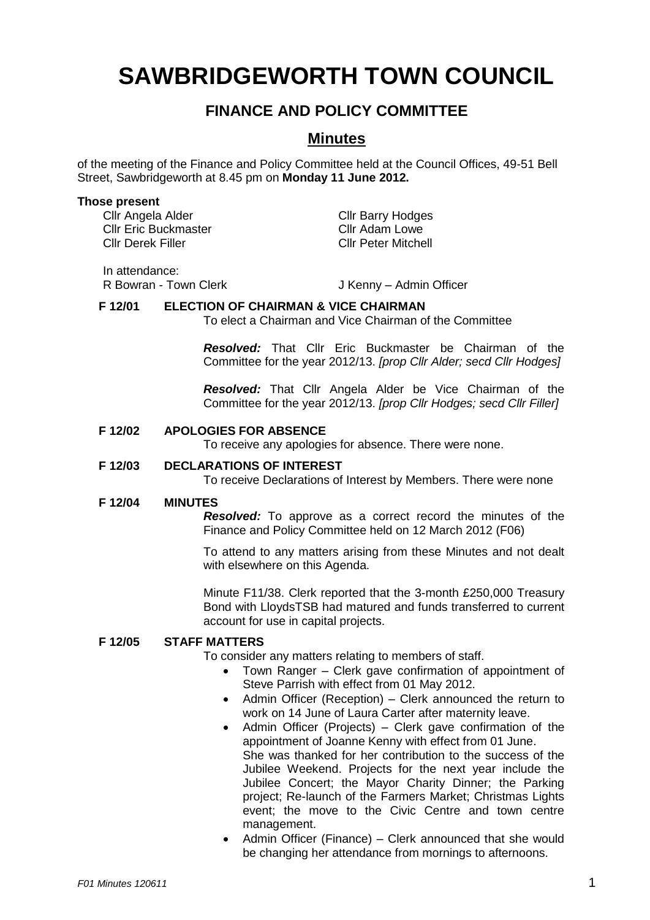# SAWBRIDGEWORTH TOWN COUNCIL

## FINANCE AND POLICY COMMITTEE

## Minutes

of the meeting of the Finance and Policy Committee held at the Council Offices, 49-51 Bell Street, Sawbridgeworth at 8.45 pm on **Monday 11 June 2012.**

**Those present**

| | |
|---|---|
| Cllr Angela Alder | Cllr Barry Hodges |
| Cllr Eric Buckmaster | Cllr Adam Lowe |
| Cllr Derek Filler | Cllr Peter Mitchell |

In attendance:

| | |
|---|---|
| R Bowran - Town Clerk | J Kenny – Admin Officer |

**F 12/01 ELECTION OF CHAIRMAN & VICE CHAIRMAN**

To elect a Chairman and Vice Chairman of the Committee

***Resolved:*** That Cllr Eric Buckmaster be Chairman of the Committee for the year 2012/13. *[prop Cllr Alder; secd Cllr Hodges]*

***Resolved:*** That Cllr Angela Alder be Vice Chairman of the Committee for the year 2012/13. *[prop Cllr Hodges; secd Cllr Filler]*

**F 12/02 APOLOGIES FOR ABSENCE**

To receive any apologies for absence. There were none.

**F 12/03 DECLARATIONS OF INTEREST**

To receive Declarations of Interest by Members. There were none

**F 12/04 MINUTES**

***Resolved:*** To approve as a correct record the minutes of the Finance and Policy Committee held on 12 March 2012 (F06)

To attend to any matters arising from these Minutes and not dealt with elsewhere on this Agenda.

Minute F11/38. Clerk reported that the 3-month £250,000 Treasury Bond with LloydsTSB had matured and funds transferred to current account for use in capital projects.

**F 12/05 STAFF MATTERS**

To consider any matters relating to members of staff.

- Town Ranger – Clerk gave confirmation of appointment of Steve Parrish with effect from 01 May 2012.
- Admin Officer (Reception) – Clerk announced the return to work on 14 June of Laura Carter after maternity leave.
- Admin Officer (Projects) – Clerk gave confirmation of the appointment of Joanne Kenny with effect from 01 June. She was thanked for her contribution to the success of the Jubilee Weekend. Projects for the next year include the Jubilee Concert; the Mayor Charity Dinner; the Parking project; Re-launch of the Farmers Market; Christmas Lights event; the move to the Civic Centre and town centre management.
- Admin Officer (Finance) – Clerk announced that she would be changing her attendance from mornings to afternoons.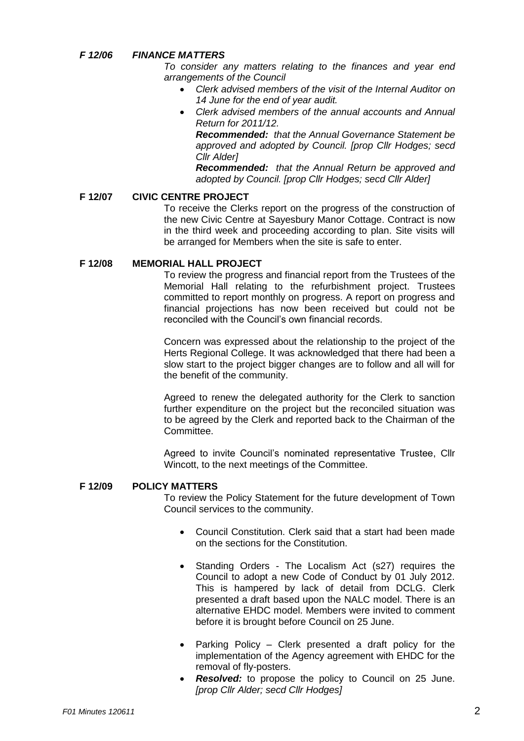### *F 12/06 FINANCE MATTERS*

*To consider any matters relating to the finances and year end arrangements of the Council*

- *Clerk advised members of the visit of the Internal Auditor on 14 June for the end of year audit.*
- *Clerk advised members of the annual accounts and Annual Return for 2011/12.*

  ***Recommended:*** *that the Annual Governance Statement be approved and adopted by Council. [prop Cllr Hodges; secd Cllr Alder]*

  ***Recommended:*** *that the Annual Return be approved and adopted by Council. [prop Cllr Hodges; secd Cllr Alder]*

### F 12/07 CIVIC CENTRE PROJECT

To receive the Clerks report on the progress of the construction of the new Civic Centre at Sayesbury Manor Cottage. Contract is now in the third week and proceeding according to plan. Site visits will be arranged for Members when the site is safe to enter.

### F 12/08 MEMORIAL HALL PROJECT

To review the progress and financial report from the Trustees of the Memorial Hall relating to the refurbishment project. Trustees committed to report monthly on progress. A report on progress and financial projections has now been received but could not be reconciled with the Council's own financial records.

Concern was expressed about the relationship to the project of the Herts Regional College. It was acknowledged that there had been a slow start to the project bigger changes are to follow and all will for the benefit of the community.

Agreed to renew the delegated authority for the Clerk to sanction further expenditure on the project but the reconciled situation was to be agreed by the Clerk and reported back to the Chairman of the Committee.

Agreed to invite Council's nominated representative Trustee, Cllr Wincott, to the next meetings of the Committee.

### F 12/09 POLICY MATTERS

To review the Policy Statement for the future development of Town Council services to the community.

- Council Constitution. Clerk said that a start had been made on the sections for the Constitution.
- Standing Orders - The Localism Act (s27) requires the Council to adopt a new Code of Conduct by 01 July 2012. This is hampered by lack of detail from DCLG. Clerk presented a draft based upon the NALC model. There is an alternative EHDC model. Members were invited to comment before it is brought before Council on 25 June.
- Parking Policy – Clerk presented a draft policy for the implementation of the Agency agreement with EHDC for the removal of fly-posters.
- ***Resolved:*** to propose the policy to Council on 25 June. *[prop Cllr Alder; secd Cllr Hodges]*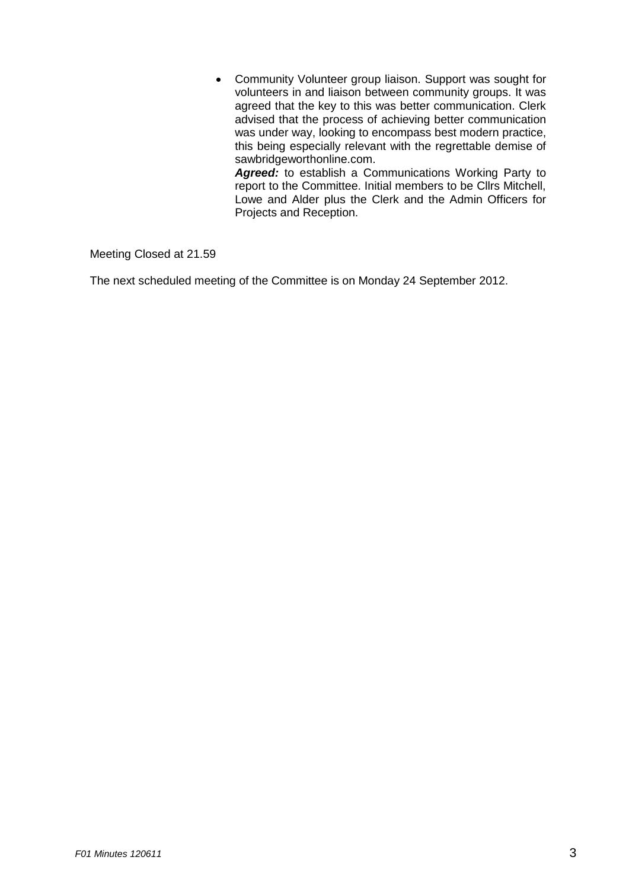- Community Volunteer group liaison. Support was sought for volunteers in and liaison between community groups. It was agreed that the key to this was better communication. Clerk advised that the process of achieving better communication was under way, looking to encompass best modern practice, this being especially relevant with the regrettable demise of sawbridgeworthonline.com.
  ***Agreed:*** to establish a Communications Working Party to report to the Committee. Initial members to be Cllrs Mitchell, Lowe and Alder plus the Clerk and the Admin Officers for Projects and Reception.

Meeting Closed at 21.59

The next scheduled meeting of the Committee is on Monday 24 September 2012.